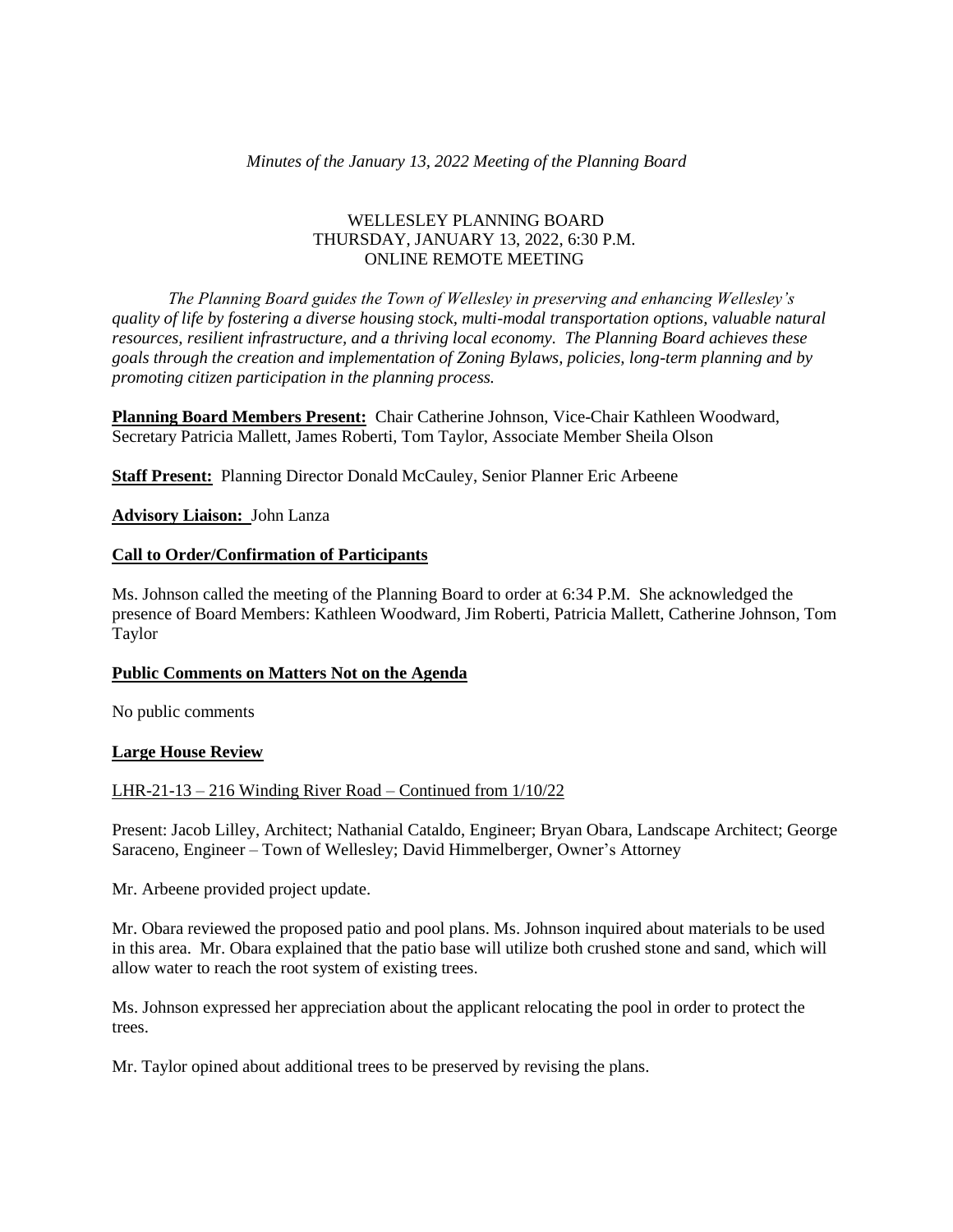*Minutes of the January 13, 2022 Meeting of the Planning Board*

WELLESLEY PLANNING BOARD
THURSDAY, JANUARY 13, 2022, 6:30 P.M.
ONLINE REMOTE MEETING

*The Planning Board guides the Town of Wellesley in preserving and enhancing Wellesley's quality of life by fostering a diverse housing stock, multi-modal transportation options, valuable natural resources, resilient infrastructure, and a thriving local economy. The Planning Board achieves these goals through the creation and implementation of Zoning Bylaws, policies, long-term planning and by promoting citizen participation in the planning process.*

**Planning Board Members Present:** Chair Catherine Johnson, Vice-Chair Kathleen Woodward, Secretary Patricia Mallett, James Roberti, Tom Taylor, Associate Member Sheila Olson

**Staff Present:** Planning Director Donald McCauley, Senior Planner Eric Arbeene

**Advisory Liaison:** John Lanza

**Call to Order/Confirmation of Participants**

Ms. Johnson called the meeting of the Planning Board to order at 6:34 P.M. She acknowledged the presence of Board Members: Kathleen Woodward, Jim Roberti, Patricia Mallett, Catherine Johnson, Tom Taylor

**Public Comments on Matters Not on the Agenda**

No public comments

**Large House Review**

LHR-21-13 – 216 Winding River Road – Continued from 1/10/22

Present: Jacob Lilley, Architect; Nathanial Cataldo, Engineer; Bryan Obara, Landscape Architect; George Saraceno, Engineer – Town of Wellesley; David Himmelberger, Owner's Attorney

Mr. Arbeene provided project update.

Mr. Obara reviewed the proposed patio and pool plans. Ms. Johnson inquired about materials to be used in this area. Mr. Obara explained that the patio base will utilize both crushed stone and sand, which will allow water to reach the root system of existing trees.

Ms. Johnson expressed her appreciation about the applicant relocating the pool in order to protect the trees.

Mr. Taylor opined about additional trees to be preserved by revising the plans.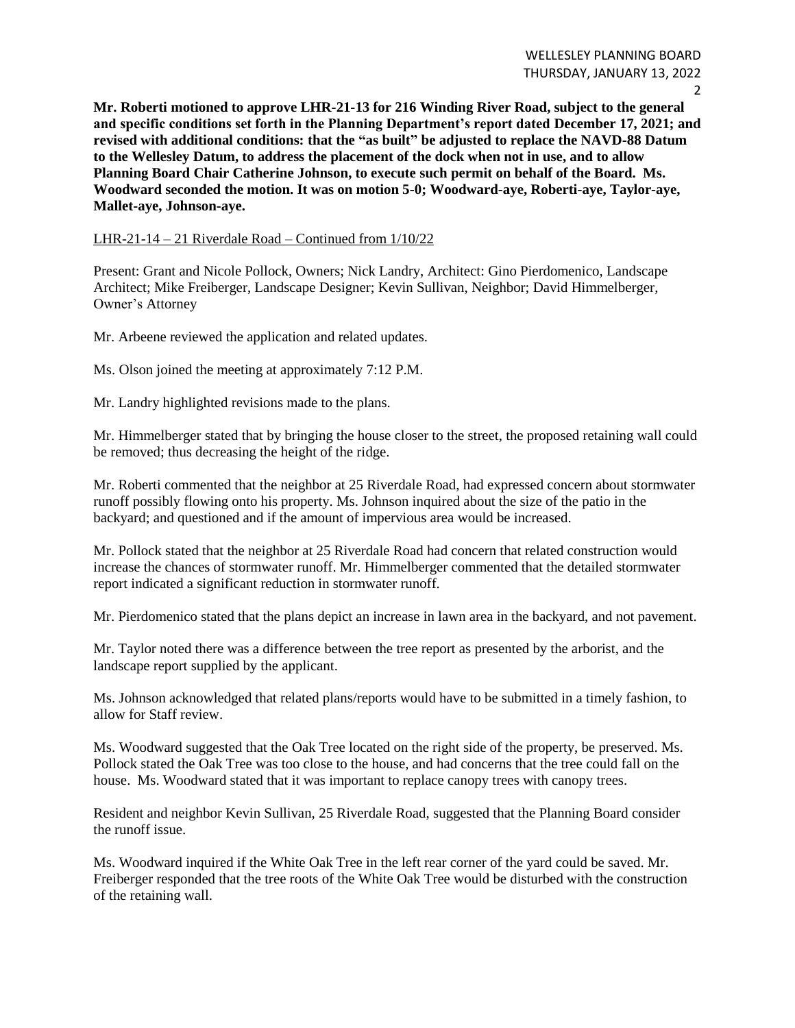**Mr. Roberti motioned to approve LHR-21-13 for 216 Winding River Road, subject to the general and specific conditions set forth in the Planning Department's report dated December 17, 2021; and revised with additional conditions: that the "as built" be adjusted to replace the NAVD-88 Datum to the Wellesley Datum, to address the placement of the dock when not in use, and to allow Planning Board Chair Catherine Johnson, to execute such permit on behalf of the Board. Ms. Woodward seconded the motion. It was on motion 5-0; Woodward-aye, Roberti-aye, Taylor-aye, Mallet-aye, Johnson-aye.**

LHR-21-14 – 21 Riverdale Road – Continued from 1/10/22

Present: Grant and Nicole Pollock, Owners; Nick Landry, Architect: Gino Pierdomenico, Landscape Architect; Mike Freiberger, Landscape Designer; Kevin Sullivan, Neighbor; David Himmelberger, Owner's Attorney

Mr. Arbeene reviewed the application and related updates.

Ms. Olson joined the meeting at approximately 7:12 P.M.

Mr. Landry highlighted revisions made to the plans.

Mr. Himmelberger stated that by bringing the house closer to the street, the proposed retaining wall could be removed; thus decreasing the height of the ridge.

Mr. Roberti commented that the neighbor at 25 Riverdale Road, had expressed concern about stormwater runoff possibly flowing onto his property. Ms. Johnson inquired about the size of the patio in the backyard; and questioned and if the amount of impervious area would be increased.

Mr. Pollock stated that the neighbor at 25 Riverdale Road had concern that related construction would increase the chances of stormwater runoff. Mr. Himmelberger commented that the detailed stormwater report indicated a significant reduction in stormwater runoff.

Mr. Pierdomenico stated that the plans depict an increase in lawn area in the backyard, and not pavement.

Mr. Taylor noted there was a difference between the tree report as presented by the arborist, and the landscape report supplied by the applicant.

Ms. Johnson acknowledged that related plans/reports would have to be submitted in a timely fashion, to allow for Staff review.

Ms. Woodward suggested that the Oak Tree located on the right side of the property, be preserved. Ms. Pollock stated the Oak Tree was too close to the house, and had concerns that the tree could fall on the house. Ms. Woodward stated that it was important to replace canopy trees with canopy trees.

Resident and neighbor Kevin Sullivan, 25 Riverdale Road, suggested that the Planning Board consider the runoff issue.

Ms. Woodward inquired if the White Oak Tree in the left rear corner of the yard could be saved. Mr. Freiberger responded that the tree roots of the White Oak Tree would be disturbed with the construction of the retaining wall.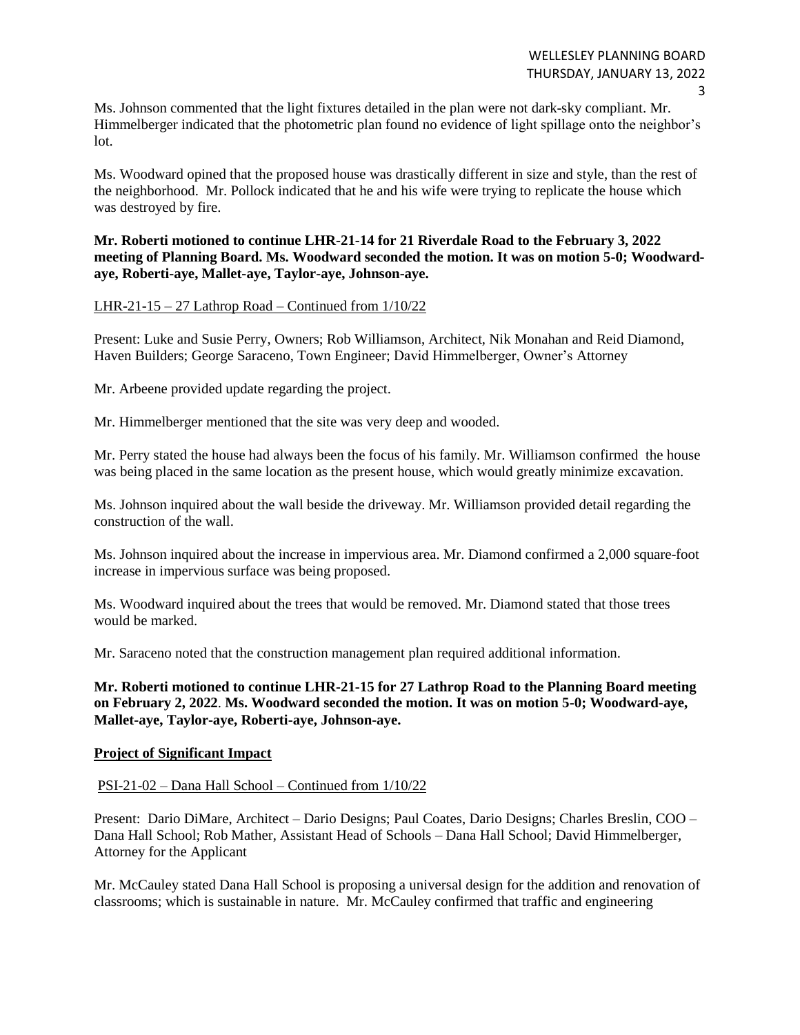Ms. Johnson commented that the light fixtures detailed in the plan were not dark-sky compliant. Mr. Himmelberger indicated that the photometric plan found no evidence of light spillage onto the neighbor's lot.

Ms. Woodward opined that the proposed house was drastically different in size and style, than the rest of the neighborhood. Mr. Pollock indicated that he and his wife were trying to replicate the house which was destroyed by fire.

**Mr. Roberti motioned to continue LHR-21-14 for 21 Riverdale Road to the February 3, 2022 meeting of Planning Board. Ms. Woodward seconded the motion. It was on motion 5-0; Woodward-aye, Roberti-aye, Mallet-aye, Taylor-aye, Johnson-aye.**

<u>LHR-21-15 – 27 Lathrop Road – Continued from 1/10/22</u>

Present: Luke and Susie Perry, Owners; Rob Williamson, Architect, Nik Monahan and Reid Diamond, Haven Builders; George Saraceno, Town Engineer; David Himmelberger, Owner's Attorney

Mr. Arbeene provided update regarding the project.

Mr. Himmelberger mentioned that the site was very deep and wooded.

Mr. Perry stated the house had always been the focus of his family. Mr. Williamson confirmed the house was being placed in the same location as the present house, which would greatly minimize excavation.

Ms. Johnson inquired about the wall beside the driveway. Mr. Williamson provided detail regarding the construction of the wall.

Ms. Johnson inquired about the increase in impervious area. Mr. Diamond confirmed a 2,000 square-foot increase in impervious surface was being proposed.

Ms. Woodward inquired about the trees that would be removed. Mr. Diamond stated that those trees would be marked.

Mr. Saraceno noted that the construction management plan required additional information.

**Mr. Roberti motioned to continue LHR-21-15 for 27 Lathrop Road to the Planning Board meeting on February 2, 2022. Ms. Woodward seconded the motion. It was on motion 5-0; Woodward-aye, Mallet-aye, Taylor-aye, Roberti-aye, Johnson-aye.**

**<u>Project of Significant Impact</u>**

<u>PSI-21-02 – Dana Hall School – Continued from 1/10/22</u>

Present: Dario DiMare, Architect – Dario Designs; Paul Coates, Dario Designs; Charles Breslin, COO – Dana Hall School; Rob Mather, Assistant Head of Schools – Dana Hall School; David Himmelberger, Attorney for the Applicant

Mr. McCauley stated Dana Hall School is proposing a universal design for the addition and renovation of classrooms; which is sustainable in nature. Mr. McCauley confirmed that traffic and engineering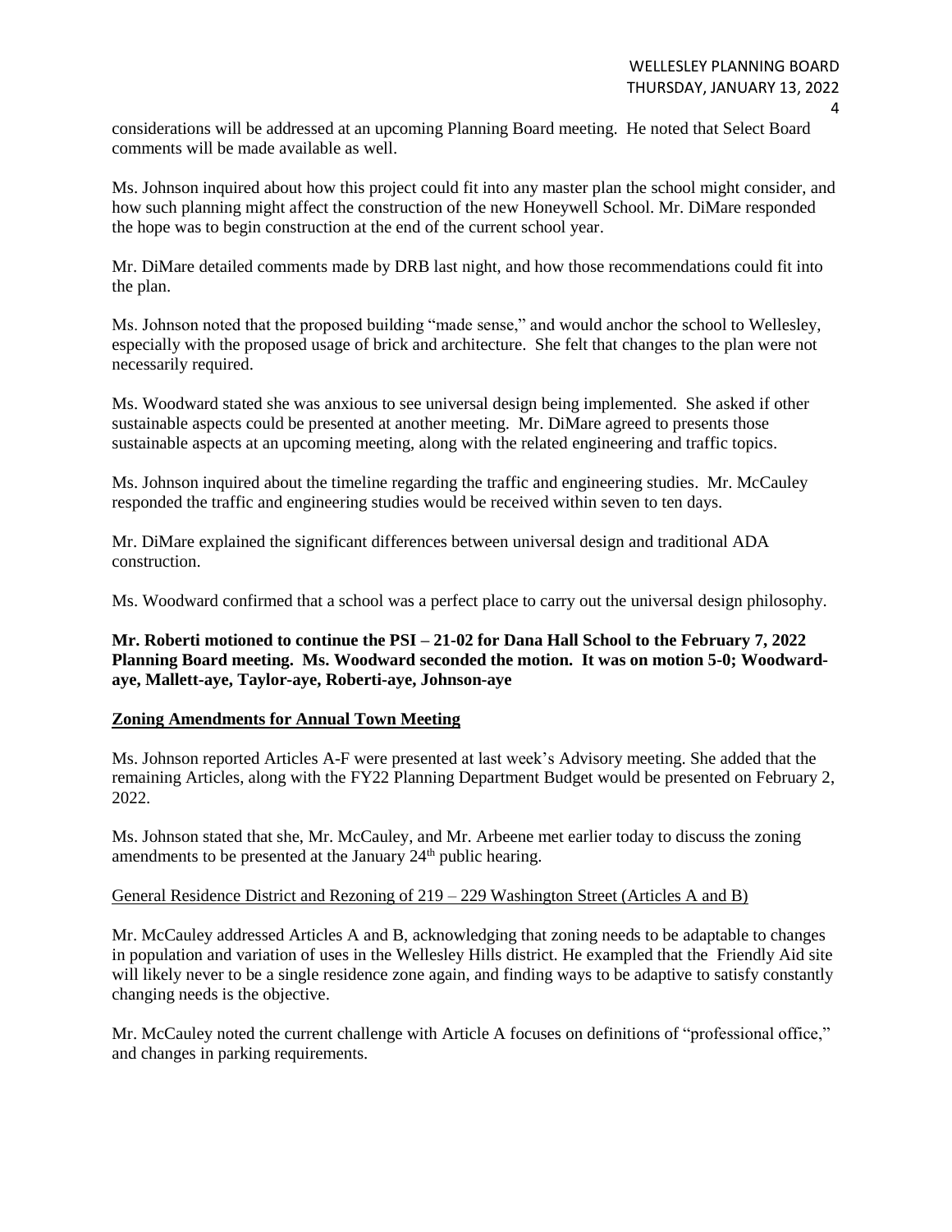considerations will be addressed at an upcoming Planning Board meeting. He noted that Select Board comments will be made available as well.

Ms. Johnson inquired about how this project could fit into any master plan the school might consider, and how such planning might affect the construction of the new Honeywell School. Mr. DiMare responded the hope was to begin construction at the end of the current school year.

Mr. DiMare detailed comments made by DRB last night, and how those recommendations could fit into the plan.

Ms. Johnson noted that the proposed building "made sense," and would anchor the school to Wellesley, especially with the proposed usage of brick and architecture. She felt that changes to the plan were not necessarily required.

Ms. Woodward stated she was anxious to see universal design being implemented. She asked if other sustainable aspects could be presented at another meeting. Mr. DiMare agreed to presents those sustainable aspects at an upcoming meeting, along with the related engineering and traffic topics.

Ms. Johnson inquired about the timeline regarding the traffic and engineering studies. Mr. McCauley responded the traffic and engineering studies would be received within seven to ten days.

Mr. DiMare explained the significant differences between universal design and traditional ADA construction.

Ms. Woodward confirmed that a school was a perfect place to carry out the universal design philosophy.

**Mr. Roberti motioned to continue the PSI – 21-02 for Dana Hall School to the February 7, 2022 Planning Board meeting. Ms. Woodward seconded the motion. It was on motion 5-0; Woodward-aye, Mallett-aye, Taylor-aye, Roberti-aye, Johnson-aye**

**<u>Zoning Amendments for Annual Town Meeting</u>**

Ms. Johnson reported Articles A-F were presented at last week's Advisory meeting. She added that the remaining Articles, along with the FY22 Planning Department Budget would be presented on February 2, 2022.

Ms. Johnson stated that she, Mr. McCauley, and Mr. Arbeene met earlier today to discuss the zoning amendments to be presented at the January 24th public hearing.

<u>General Residence District and Rezoning of 219 – 229 Washington Street (Articles A and B)</u>

Mr. McCauley addressed Articles A and B, acknowledging that zoning needs to be adaptable to changes in population and variation of uses in the Wellesley Hills district. He exampled that the Friendly Aid site will likely never to be a single residence zone again, and finding ways to be adaptive to satisfy constantly changing needs is the objective.

Mr. McCauley noted the current challenge with Article A focuses on definitions of "professional office," and changes in parking requirements.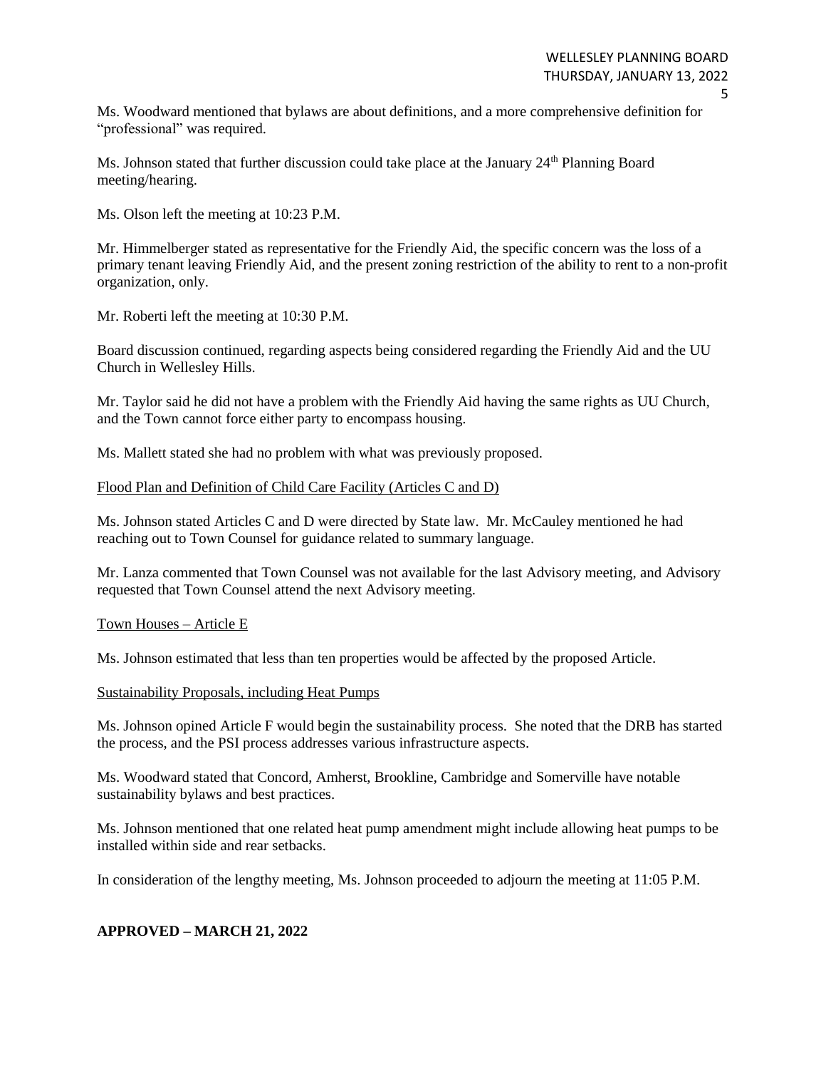Ms. Woodward mentioned that bylaws are about definitions, and a more comprehensive definition for "professional" was required.

Ms. Johnson stated that further discussion could take place at the January 24th Planning Board meeting/hearing.

Ms. Olson left the meeting at 10:23 P.M.

Mr. Himmelberger stated as representative for the Friendly Aid, the specific concern was the loss of a primary tenant leaving Friendly Aid, and the present zoning restriction of the ability to rent to a non-profit organization, only.

Mr. Roberti left the meeting at 10:30 P.M.

Board discussion continued, regarding aspects being considered regarding the Friendly Aid and the UU Church in Wellesley Hills.

Mr. Taylor said he did not have a problem with the Friendly Aid having the same rights as UU Church, and the Town cannot force either party to encompass housing.

Ms. Mallett stated she had no problem with what was previously proposed.

Flood Plan and Definition of Child Care Facility (Articles C and D)

Ms. Johnson stated Articles C and D were directed by State law. Mr. McCauley mentioned he had reaching out to Town Counsel for guidance related to summary language.

Mr. Lanza commented that Town Counsel was not available for the last Advisory meeting, and Advisory requested that Town Counsel attend the next Advisory meeting.

Town Houses – Article E

Ms. Johnson estimated that less than ten properties would be affected by the proposed Article.

Sustainability Proposals, including Heat Pumps

Ms. Johnson opined Article F would begin the sustainability process. She noted that the DRB has started the process, and the PSI process addresses various infrastructure aspects.

Ms. Woodward stated that Concord, Amherst, Brookline, Cambridge and Somerville have notable sustainability bylaws and best practices.

Ms. Johnson mentioned that one related heat pump amendment might include allowing heat pumps to be installed within side and rear setbacks.

In consideration of the lengthy meeting, Ms. Johnson proceeded to adjourn the meeting at 11:05 P.M.

**APPROVED – MARCH 21, 2022**